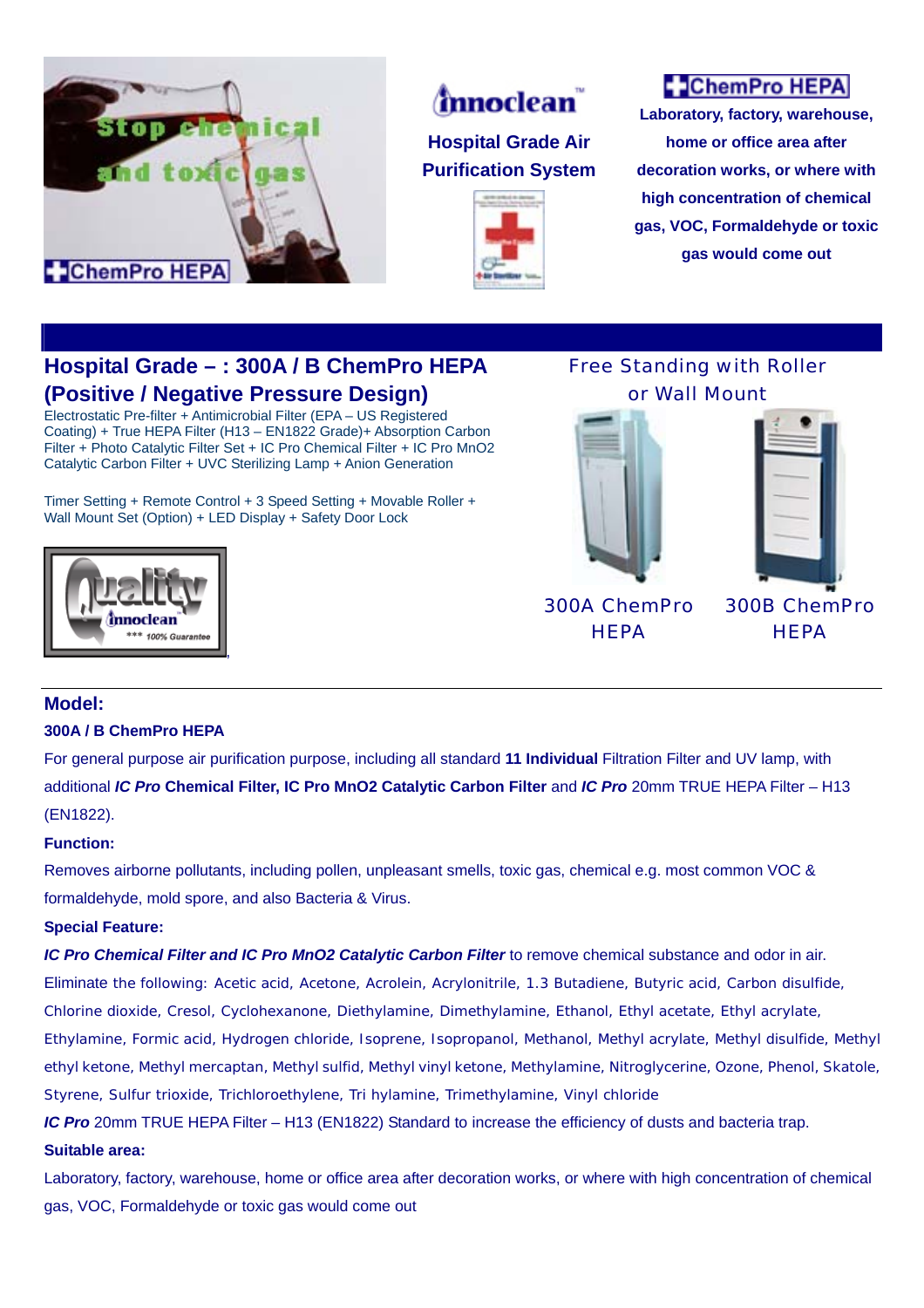Innoclean™

**Hospital Grade Air Purification System**

**ChemPro HEPA**

**Laboratory, factory, warehouse, home or office area after decoration works, or where with high concentration of chemical gas, VOC, Formaldehyde or toxic gas would come out**

## Hospital Grade – : 300A / B ChemPro HEPA (Positive / Negative Pressure Design)

Electrostatic Pre-filter + Antimicrobial Filter (EPA – US Registered Coating) + True HEPA Filter (H13 – EN1822 Grade)+ Absorption Carbon Filter + Photo Catalytic Filter Set + IC Pro Chemical Filter + IC Pro MnO2 Catalytic Carbon Filter + UVC Sterilizing Lamp + Anion Generation

Timer Setting + Remote Control + 3 Speed Setting + Movable Roller + Wall Mount Set (Option) + LED Display + Safety Door Lock

Free Standing with Roller or Wall Mount

300A ChemPro HEPA

300B ChemPro HEPA

### Model:

**300A / B ChemPro HEPA**

For general purpose air purification purpose, including all standard **11 Individual** Filtration Filter and UV lamp, with additional ***IC Pro*** **Chemical Filter, IC Pro MnO2 Catalytic Carbon Filter** and ***IC Pro*** 20mm TRUE HEPA Filter – H13 (EN1822).

**Function:**

Removes airborne pollutants, including pollen, unpleasant smells, toxic gas, chemical e.g. most common VOC & formaldehyde, mold spore, and also Bacteria & Virus.

**Special Feature:**

***IC Pro Chemical Filter and IC Pro MnO2 Catalytic Carbon Filter*** to remove chemical substance and odor in air.

Eliminate the following: Acetic acid, Acetone, Acrolein, Acrylonitrile, 1.3 Butadiene, Butyric acid, Carbon disulfide, Chlorine dioxide, Cresol, Cyclohexanone, Diethylamine, Dimethylamine, Ethanol, Ethyl acetate, Ethyl acrylate, Ethylamine, Formic acid, Hydrogen chloride, Isoprene, Isopropanol, Methanol, Methyl acrylate, Methyl disulfide, Methyl ethyl ketone, Methyl mercaptan, Methyl sulfid, Methyl vinyl ketone, Methylamine, Nitroglycerine, Ozone, Phenol, Skatole, Styrene, Sulfur trioxide, Trichloroethylene, Tri hylamine, Trimethylamine, Vinyl chloride

***IC Pro*** 20mm TRUE HEPA Filter – H13 (EN1822) Standard to increase the efficiency of dusts and bacteria trap.

**Suitable area:**

Laboratory, factory, warehouse, home or office area after decoration works, or where with high concentration of chemical gas, VOC, Formaldehyde or toxic gas would come out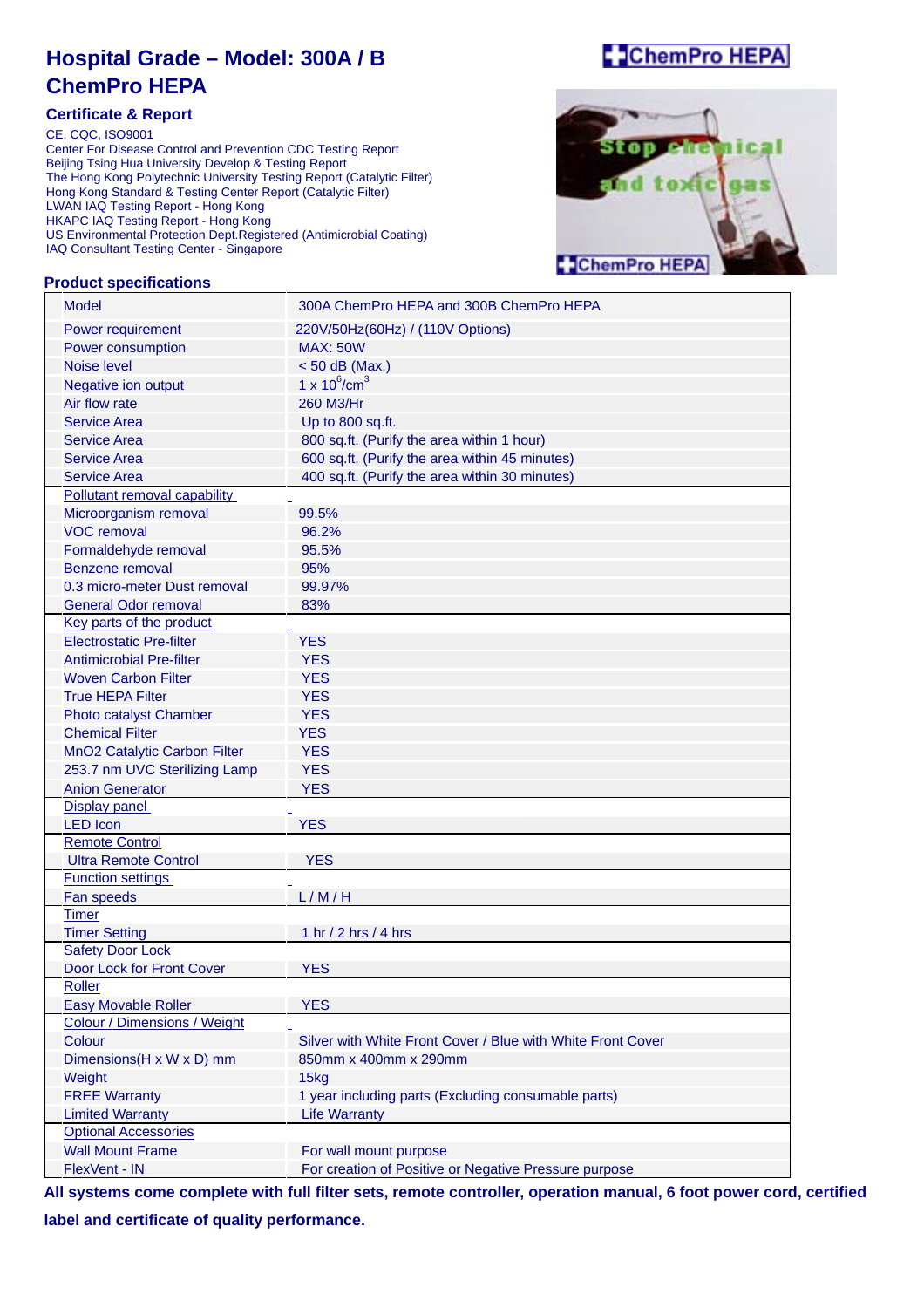# Hospital Grade – Model: 300A / B
# ChemPro HEPA

### Certificate & Report

CE, CQC, ISO9001
Center For Disease Control and Prevention CDC Testing Report
Beijing Tsing Hua University Develop & Testing Report
The Hong Kong Polytechnic University Testing Report (Catalytic Filter)
Hong Kong Standard & Testing Center Report (Catalytic Filter)
LWAN IAQ Testing Report - Hong Kong
HKAPC IAQ Testing Report - Hong Kong
US Environmental Protection Dept.Registered (Antimicrobial Coating)
IAQ Consultant Testing Center - Singapore

### Product specifications

| | |
|---|---|
| Model | 300A ChemPro HEPA and 300B ChemPro HEPA |
| Power requirement | 220V/50Hz(60Hz) / (110V Options) |
| Power consumption | MAX: 50W |
| Noise level | < 50 dB (Max.) |
| Negative ion output | $1 \times 10^6/cm^3$ |
| Air flow rate | 260 M3/Hr |
| Service Area | Up to 800 sq.ft. |
| Service Area | 800 sq.ft. (Purify the area within 1 hour) |
| Service Area | 600 sq.ft. (Purify the area within 45 minutes) |
| Service Area | 400 sq.ft. (Purify the area within 30 minutes) |
| Pollutant removal capability | |
| Microorganism removal | 99.5% |
| VOC removal | 96.2% |
| Formaldehyde removal | 95.5% |
| Benzene removal | 95% |
| 0.3 micro-meter Dust removal | 99.97% |
| General Odor removal | 83% |
| Key parts of the product | |
| Electrostatic Pre-filter | YES |
| Antimicrobial Pre-filter | YES |
| Woven Carbon Filter | YES |
| True HEPA Filter | YES |
| Photo catalyst Chamber | YES |
| Chemical Filter | YES |
| MnO2 Catalytic Carbon Filter | YES |
| 253.7 nm UVC Sterilizing Lamp | YES |
| Anion Generator | YES |
| Display panel | |
| LED Icon | YES |
| Remote Control | |
| Ultra Remote Control | YES |
| Function settings | |
| Fan speeds | L / M / H |
| Timer | |
| Timer Setting | 1 hr / 2 hrs / 4 hrs |
| Safety Door Lock | |
| Door Lock for Front Cover | YES |
| Roller | |
| Easy Movable Roller | YES |
| Colour / Dimensions / Weight | |
| Colour | Silver with White Front Cover / Blue with White Front Cover |
| Dimensions(H x W x D) mm | 850mm x 400mm x 290mm |
| Weight | 15kg |
| FREE Warranty | 1 year including parts (Excluding consumable parts) |
| Limited Warranty | Life Warranty |
| Optional Accessories | |
| Wall Mount Frame | For wall mount purpose |
| FlexVent - IN | For creation of Positive or Negative Pressure purpose |

**All systems come complete with full filter sets, remote controller, operation manual, 6 foot power cord, certified label and certificate of quality performance.**